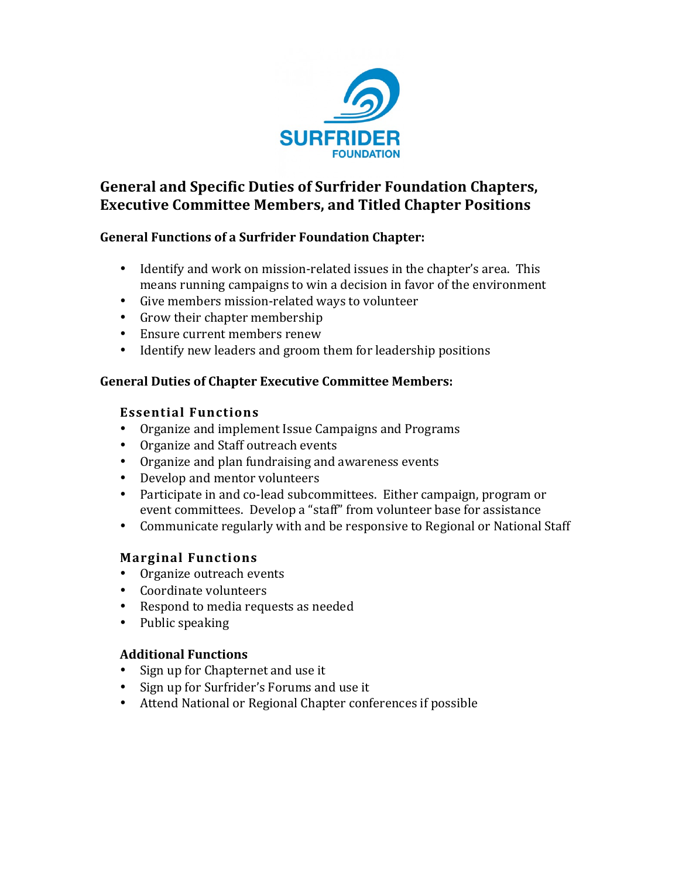SURFRIDER FOUNDATION

# General and Specific Duties of Surfrider Foundation Chapters, Executive Committee Members, and Titled Chapter Positions

## General Functions of a Surfrider Foundation Chapter:

- Identify and work on mission-related issues in the chapter's area. This means running campaigns to win a decision in favor of the environment
- Give members mission-related ways to volunteer
- Grow their chapter membership
- Ensure current members renew
- Identify new leaders and groom them for leadership positions

## General Duties of Chapter Executive Committee Members:

### Essential Functions

- Organize and implement Issue Campaigns and Programs
- Organize and Staff outreach events
- Organize and plan fundraising and awareness events
- Develop and mentor volunteers
- Participate in and co-lead subcommittees. Either campaign, program or event committees. Develop a "staff" from volunteer base for assistance
- Communicate regularly with and be responsive to Regional or National Staff

### Marginal Functions

- Organize outreach events
- Coordinate volunteers
- Respond to media requests as needed
- Public speaking

### Additional Functions

- Sign up for Chapternet and use it
- Sign up for Surfrider's Forums and use it
- Attend National or Regional Chapter conferences if possible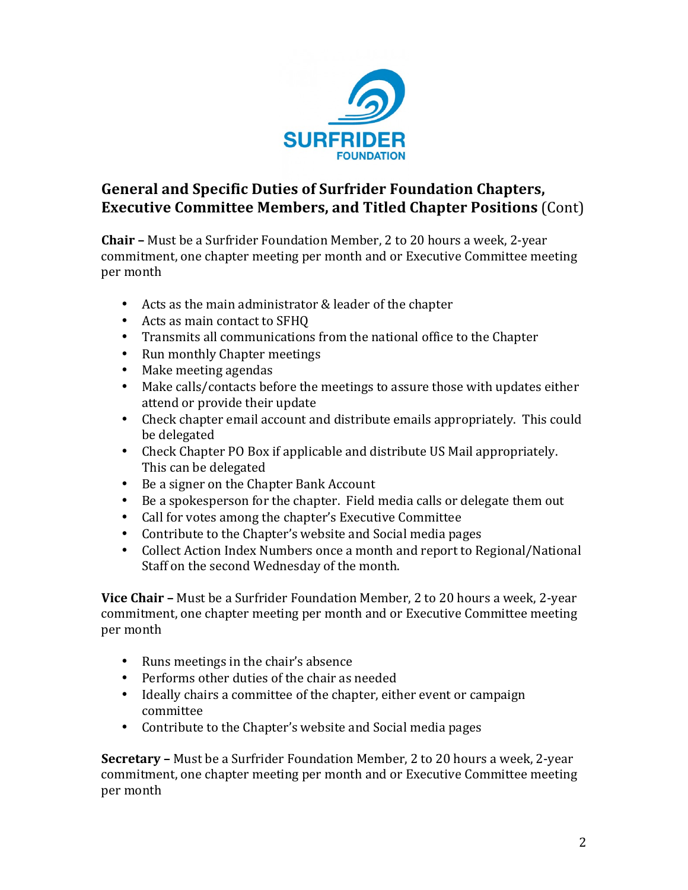## General and Specific Duties of Surfrider Foundation Chapters, Executive Committee Members, and Titled Chapter Positions (Cont)

**Chair –** Must be a Surfrider Foundation Member, 2 to 20 hours a week, 2-year commitment, one chapter meeting per month and or Executive Committee meeting per month

- Acts as the main administrator & leader of the chapter
- Acts as main contact to SFHQ
- Transmits all communications from the national office to the Chapter
- Run monthly Chapter meetings
- Make meeting agendas
- Make calls/contacts before the meetings to assure those with updates either attend or provide their update
- Check chapter email account and distribute emails appropriately. This could be delegated
- Check Chapter PO Box if applicable and distribute US Mail appropriately. This can be delegated
- Be a signer on the Chapter Bank Account
- Be a spokesperson for the chapter. Field media calls or delegate them out
- Call for votes among the chapter's Executive Committee
- Contribute to the Chapter's website and Social media pages
- Collect Action Index Numbers once a month and report to Regional/National Staff on the second Wednesday of the month.

**Vice Chair –** Must be a Surfrider Foundation Member, 2 to 20 hours a week, 2-year commitment, one chapter meeting per month and or Executive Committee meeting per month

- Runs meetings in the chair's absence
- Performs other duties of the chair as needed
- Ideally chairs a committee of the chapter, either event or campaign committee
- Contribute to the Chapter's website and Social media pages

**Secretary –** Must be a Surfrider Foundation Member, 2 to 20 hours a week, 2-year commitment, one chapter meeting per month and or Executive Committee meeting per month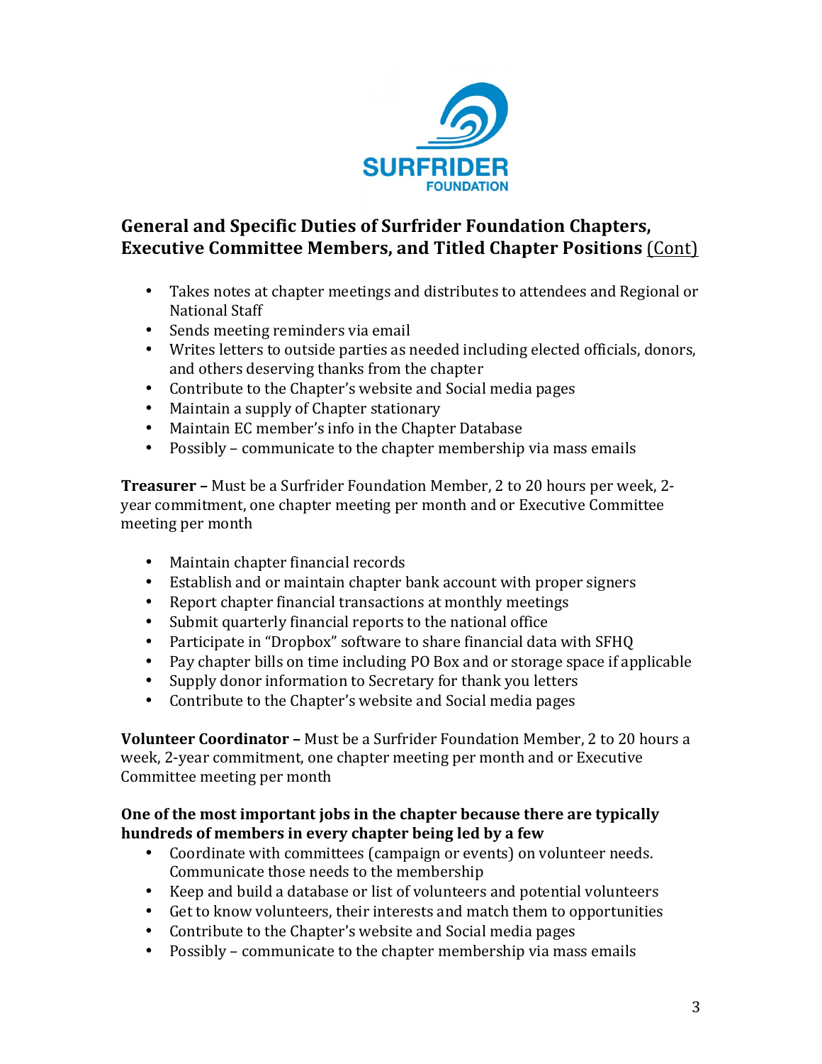## General and Specific Duties of Surfrider Foundation Chapters, Executive Committee Members, and Titled Chapter Positions (Cont)

- Takes notes at chapter meetings and distributes to attendees and Regional or National Staff
- Sends meeting reminders via email
- Writes letters to outside parties as needed including elected officials, donors, and others deserving thanks from the chapter
- Contribute to the Chapter's website and Social media pages
- Maintain a supply of Chapter stationary
- Maintain EC member's info in the Chapter Database
- Possibly – communicate to the chapter membership via mass emails

**Treasurer –** Must be a Surfrider Foundation Member, 2 to 20 hours per week, 2-year commitment, one chapter meeting per month and or Executive Committee meeting per month

- Maintain chapter financial records
- Establish and or maintain chapter bank account with proper signers
- Report chapter financial transactions at monthly meetings
- Submit quarterly financial reports to the national office
- Participate in "Dropbox" software to share financial data with SFHQ
- Pay chapter bills on time including PO Box and or storage space if applicable
- Supply donor information to Secretary for thank you letters
- Contribute to the Chapter's website and Social media pages

**Volunteer Coordinator –** Must be a Surfrider Foundation Member, 2 to 20 hours a week, 2-year commitment, one chapter meeting per month and or Executive Committee meeting per month

**One of the most important jobs in the chapter because there are typically hundreds of members in every chapter being led by a few**

- Coordinate with committees (campaign or events) on volunteer needs. Communicate those needs to the membership
- Keep and build a database or list of volunteers and potential volunteers
- Get to know volunteers, their interests and match them to opportunities
- Contribute to the Chapter's website and Social media pages
- Possibly – communicate to the chapter membership via mass emails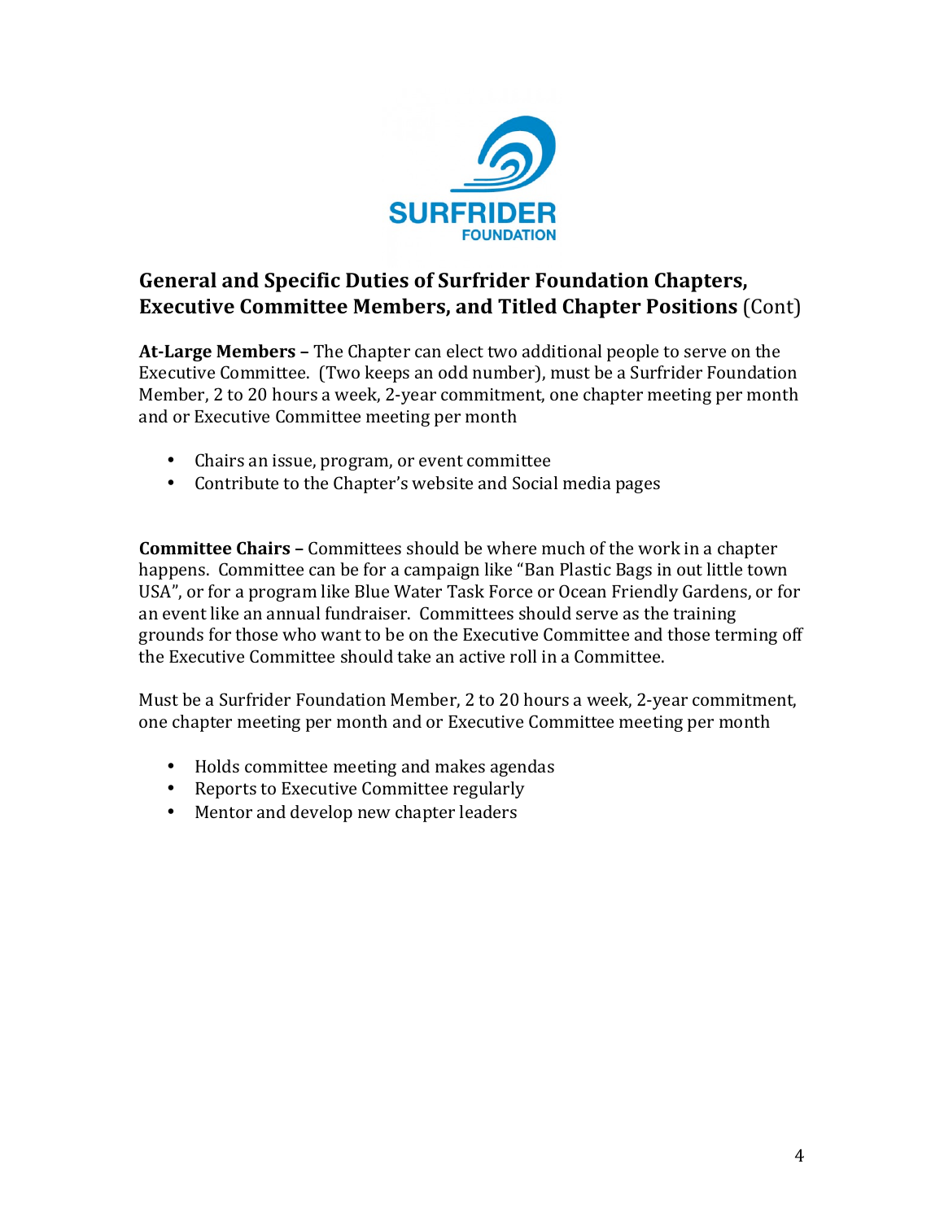## General and Specific Duties of Surfrider Foundation Chapters, Executive Committee Members, and Titled Chapter Positions (Cont)

**At-Large Members –** The Chapter can elect two additional people to serve on the Executive Committee. (Two keeps an odd number), must be a Surfrider Foundation Member, 2 to 20 hours a week, 2-year commitment, one chapter meeting per month and or Executive Committee meeting per month

- Chairs an issue, program, or event committee
- Contribute to the Chapter's website and Social media pages

**Committee Chairs –** Committees should be where much of the work in a chapter happens. Committee can be for a campaign like "Ban Plastic Bags in out little town USA", or for a program like Blue Water Task Force or Ocean Friendly Gardens, or for an event like an annual fundraiser. Committees should serve as the training grounds for those who want to be on the Executive Committee and those terming off the Executive Committee should take an active roll in a Committee.

Must be a Surfrider Foundation Member, 2 to 20 hours a week, 2-year commitment, one chapter meeting per month and or Executive Committee meeting per month

- Holds committee meeting and makes agendas
- Reports to Executive Committee regularly
- Mentor and develop new chapter leaders